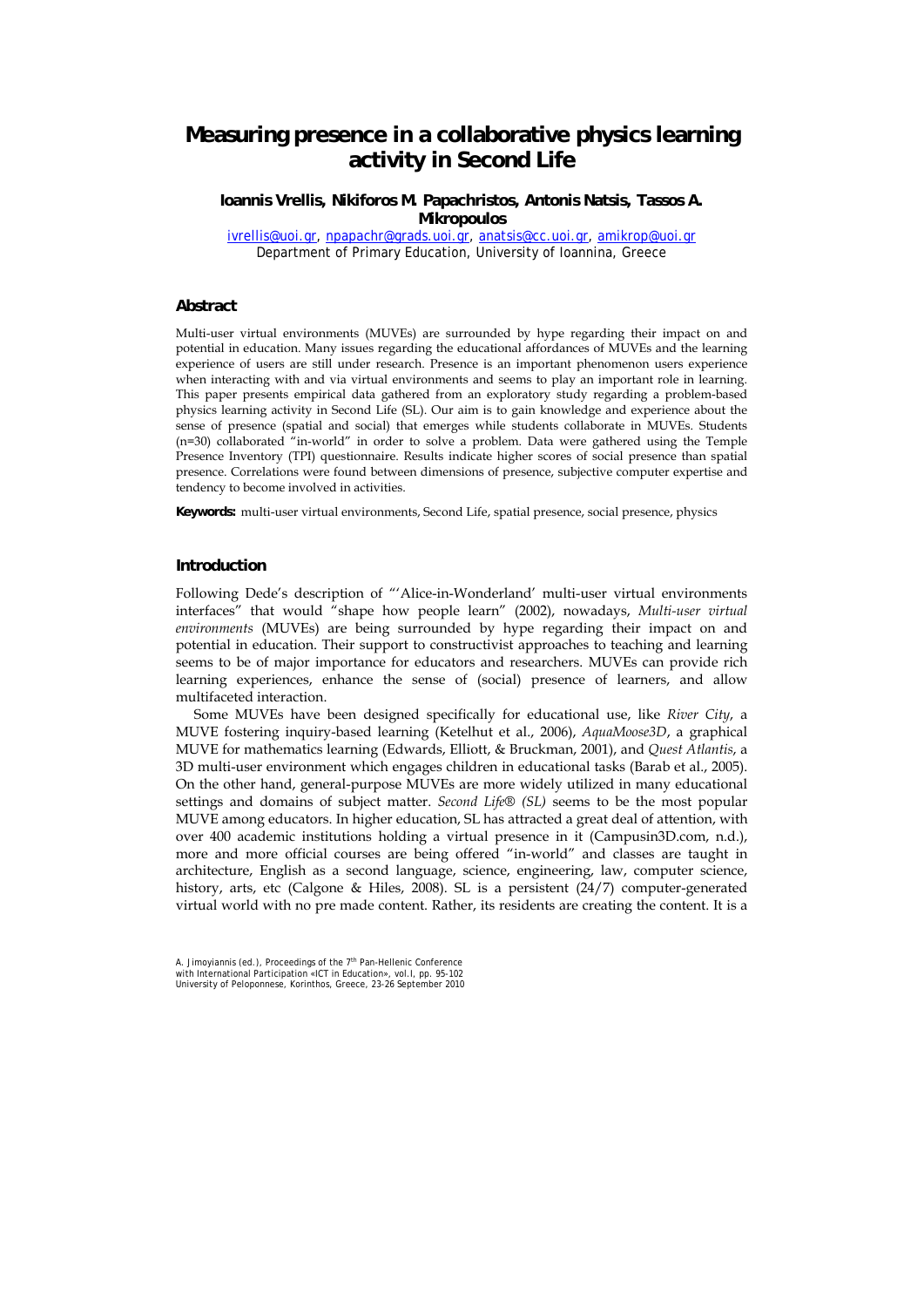# Measuring presence in a collaborative physics learning activity in Second Life

**Ioannis Vrellis, Nikiforos M. Papachristos, Antonis Natsis, Tassos A. Mikropoulos**

ivrellis@uoi.gr, npapachr@grads.uoi.gr, anatsis@cc.uoi.gr, amikrop@uoi.gr
Department of Primary Education, University of Ioannina, Greece

## Abstract

Multi-user virtual environments (MUVEs) are surrounded by hype regarding their impact on and potential in education. Many issues regarding the educational affordances of MUVEs and the learning experience of users are still under research. Presence is an important phenomenon users experience when interacting with and via virtual environments and seems to play an important role in learning. This paper presents empirical data gathered from an exploratory study regarding a problem-based physics learning activity in Second Life (SL). Our aim is to gain knowledge and experience about the sense of presence (spatial and social) that emerges while students collaborate in MUVEs. Students (n=30) collaborated "in-world" in order to solve a problem. Data were gathered using the Temple Presence Inventory (TPI) questionnaire. Results indicate higher scores of social presence than spatial presence. Correlations were found between dimensions of presence, subjective computer expertise and tendency to become involved in activities.

**Keywords:** multi-user virtual environments, Second Life, spatial presence, social presence, physics

## Introduction

Following Dede's description of "'Alice-in-Wonderland' multi-user virtual environments interfaces" that would "shape how people learn" (2002), nowadays, *Multi-user virtual environments* (MUVEs) are being surrounded by hype regarding their impact on and potential in education. Their support to constructivist approaches to teaching and learning seems to be of major importance for educators and researchers. MUVEs can provide rich learning experiences, enhance the sense of (social) presence of learners, and allow multifaceted interaction.

Some MUVEs have been designed specifically for educational use, like *River City*, a MUVE fostering inquiry-based learning (Ketelhut et al., 2006), *AquaMoose3D*, a graphical MUVE for mathematics learning (Edwards, Elliott, & Bruckman, 2001), and *Quest Atlantis*, a 3D multi-user environment which engages children in educational tasks (Barab et al., 2005). On the other hand, general-purpose MUVEs are more widely utilized in many educational settings and domains of subject matter. *Second Life® (SL)* seems to be the most popular MUVE among educators. In higher education, SL has attracted a great deal of attention, with over 400 academic institutions holding a virtual presence in it (Campusin3D.com, n.d.), more and more official courses are being offered "in-world" and classes are taught in architecture, English as a second language, science, engineering, law, computer science, history, arts, etc (Calgone & Hiles, 2008). SL is a persistent (24/7) computer-generated virtual world with no pre made content. Rather, its residents are creating the content. It is a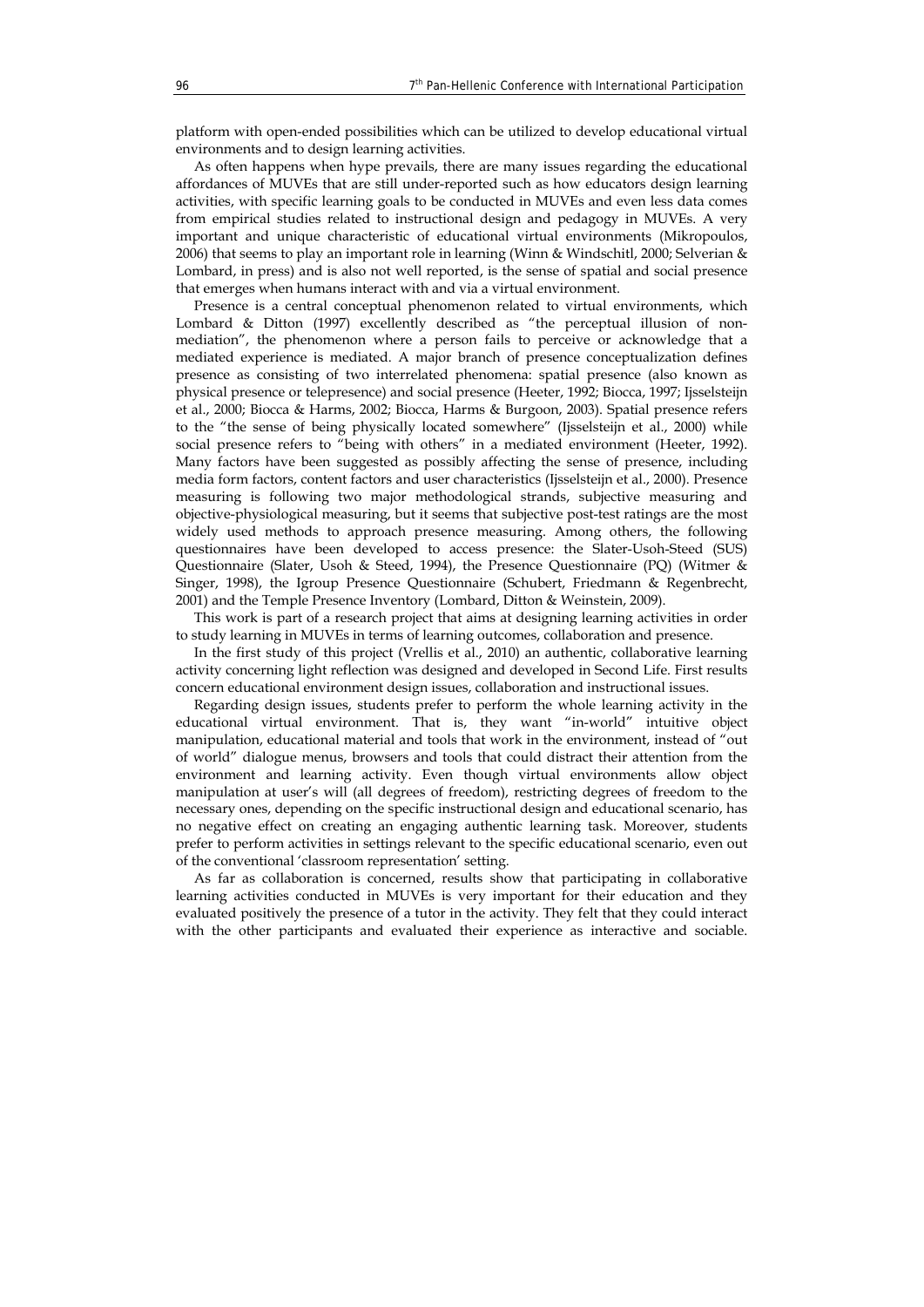platform with open-ended possibilities which can be utilized to develop educational virtual environments and to design learning activities.

As often happens when hype prevails, there are many issues regarding the educational affordances of MUVEs that are still under-reported such as how educators design learning activities, with specific learning goals to be conducted in MUVEs and even less data comes from empirical studies related to instructional design and pedagogy in MUVEs. A very important and unique characteristic of educational virtual environments (Mikropoulos, 2006) that seems to play an important role in learning (Winn & Windschitl, 2000; Selverian & Lombard, in press) and is also not well reported, is the sense of spatial and social presence that emerges when humans interact with and via a virtual environment.

Presence is a central conceptual phenomenon related to virtual environments, which Lombard & Ditton (1997) excellently described as "the perceptual illusion of non-mediation", the phenomenon where a person fails to perceive or acknowledge that a mediated experience is mediated. A major branch of presence conceptualization defines presence as consisting of two interrelated phenomena: spatial presence (also known as physical presence or telepresence) and social presence (Heeter, 1992; Biocca, 1997; Ijsselsteijn et al., 2000; Biocca & Harms, 2002; Biocca, Harms & Burgoon, 2003). Spatial presence refers to the "the sense of being physically located somewhere" (Ijsselsteijn et al., 2000) while social presence refers to "being with others" in a mediated environment (Heeter, 1992). Many factors have been suggested as possibly affecting the sense of presence, including media form factors, content factors and user characteristics (Ijsselsteijn et al., 2000). Presence measuring is following two major methodological strands, subjective measuring and objective-physiological measuring, but it seems that subjective post-test ratings are the most widely used methods to approach presence measuring. Among others, the following questionnaires have been developed to access presence: the Slater-Usoh-Steed (SUS) Questionnaire (Slater, Usoh & Steed, 1994), the Presence Questionnaire (PQ) (Witmer & Singer, 1998), the Igroup Presence Questionnaire (Schubert, Friedmann & Regenbrecht, 2001) and the Temple Presence Inventory (Lombard, Ditton & Weinstein, 2009).

This work is part of a research project that aims at designing learning activities in order to study learning in MUVEs in terms of learning outcomes, collaboration and presence.

In the first study of this project (Vrellis et al., 2010) an authentic, collaborative learning activity concerning light reflection was designed and developed in Second Life. First results concern educational environment design issues, collaboration and instructional issues.

Regarding design issues, students prefer to perform the whole learning activity in the educational virtual environment. That is, they want "in-world" intuitive object manipulation, educational material and tools that work in the environment, instead of "out of world" dialogue menus, browsers and tools that could distract their attention from the environment and learning activity. Even though virtual environments allow object manipulation at user's will (all degrees of freedom), restricting degrees of freedom to the necessary ones, depending on the specific instructional design and educational scenario, has no negative effect on creating an engaging authentic learning task. Moreover, students prefer to perform activities in settings relevant to the specific educational scenario, even out of the conventional 'classroom representation' setting.

As far as collaboration is concerned, results show that participating in collaborative learning activities conducted in MUVEs is very important for their education and they evaluated positively the presence of a tutor in the activity. They felt that they could interact with the other participants and evaluated their experience as interactive and sociable.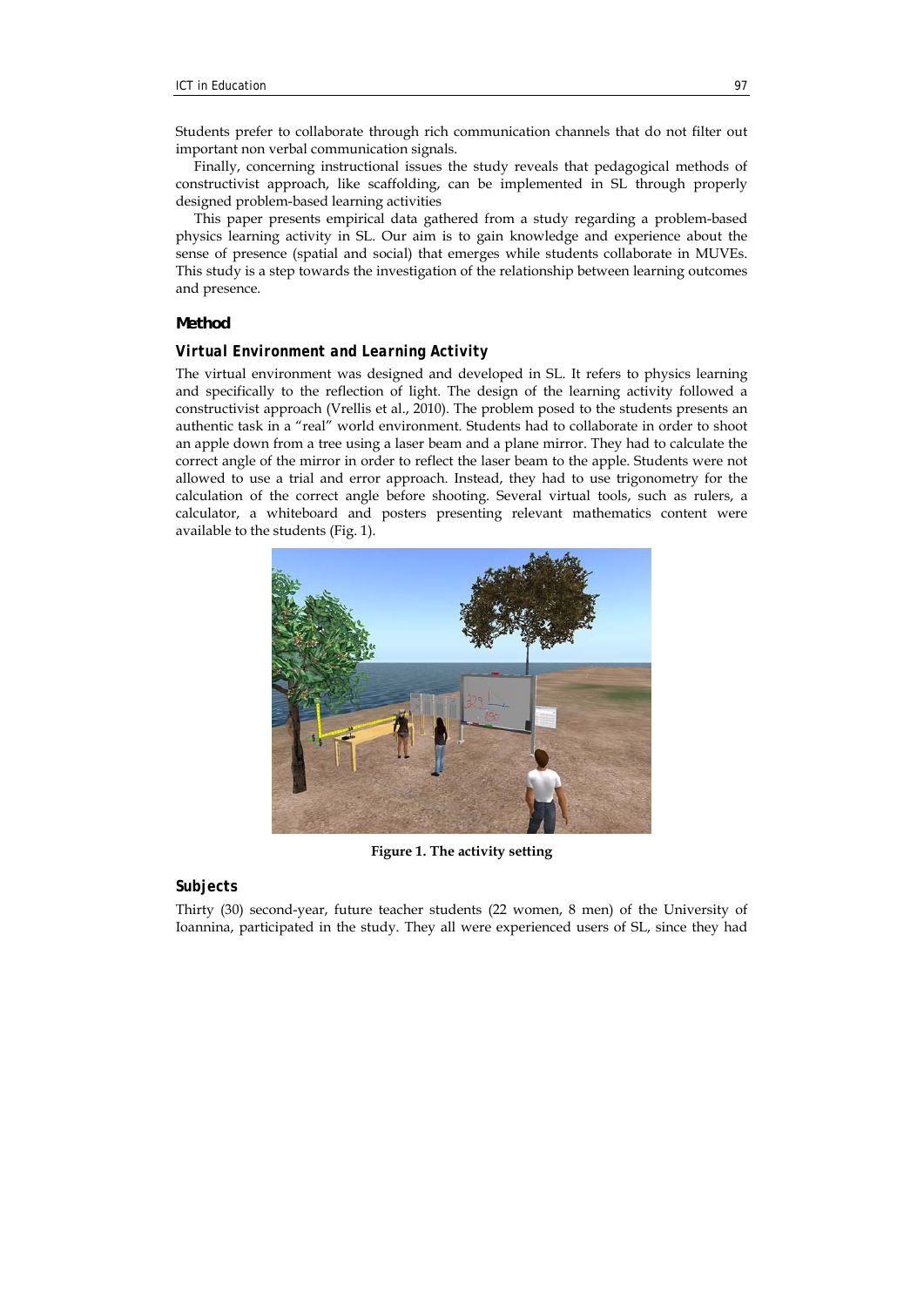Students prefer to collaborate through rich communication channels that do not filter out important non verbal communication signals.

Finally, concerning instructional issues the study reveals that pedagogical methods of constructivist approach, like scaffolding, can be implemented in SL through properly designed problem-based learning activities

This paper presents empirical data gathered from a study regarding a problem-based physics learning activity in SL. Our aim is to gain knowledge and experience about the sense of presence (spatial and social) that emerges while students collaborate in MUVEs. This study is a step towards the investigation of the relationship between learning outcomes and presence.

## Method

### *Virtual Environment and Learning Activity*

The virtual environment was designed and developed in SL. It refers to physics learning and specifically to the reflection of light. The design of the learning activity followed a constructivist approach (Vrellis et al., 2010). The problem posed to the students presents an authentic task in a "real" world environment. Students had to collaborate in order to shoot an apple down from a tree using a laser beam and a plane mirror. They had to calculate the correct angle of the mirror in order to reflect the laser beam to the apple. Students were not allowed to use a trial and error approach. Instead, they had to use trigonometry for the calculation of the correct angle before shooting. Several virtual tools, such as rulers, a calculator, a whiteboard and posters presenting relevant mathematics content were available to the students (Fig. 1).

**Figure 1. The activity setting**

### *Subjects*

Thirty (30) second-year, future teacher students (22 women, 8 men) of the University of Ioannina, participated in the study. They all were experienced users of SL, since they had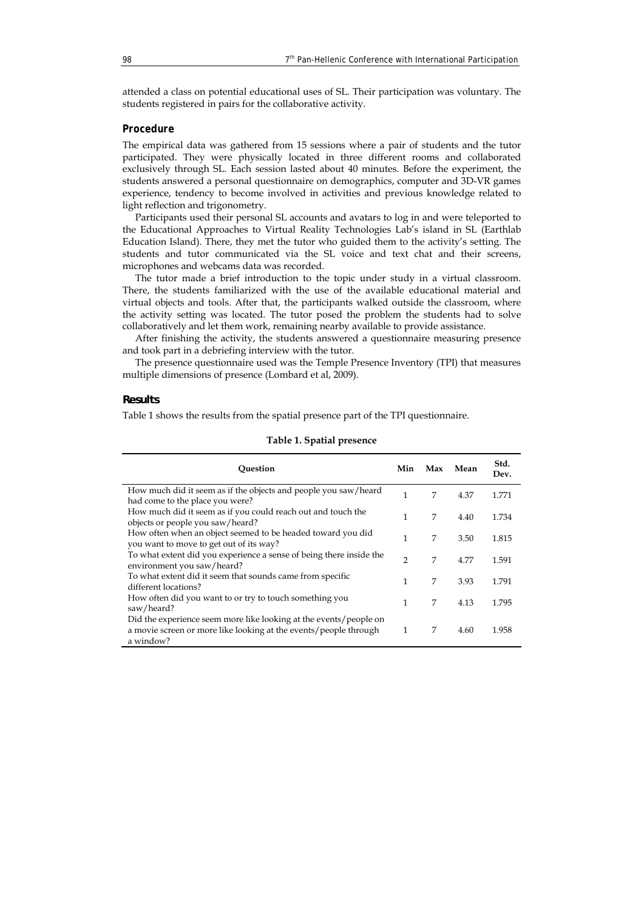attended a class on potential educational uses of SL. Their participation was voluntary. The students registered in pairs for the collaborative activity.

### Procedure

The empirical data was gathered from 15 sessions where a pair of students and the tutor participated. They were physically located in three different rooms and collaborated exclusively through SL. Each session lasted about 40 minutes. Before the experiment, the students answered a personal questionnaire on demographics, computer and 3D-VR games experience, tendency to become involved in activities and previous knowledge related to light reflection and trigonometry.

Participants used their personal SL accounts and avatars to log in and were teleported to the Educational Approaches to Virtual Reality Technologies Lab's island in SL (Earthlab Education Island). There, they met the tutor who guided them to the activity's setting. The students and tutor communicated via the SL voice and text chat and their screens, microphones and webcams data was recorded.

The tutor made a brief introduction to the topic under study in a virtual classroom. There, the students familiarized with the use of the available educational material and virtual objects and tools. After that, the participants walked outside the classroom, where the activity setting was located. The tutor posed the problem the students had to solve collaboratively and let them work, remaining nearby available to provide assistance.

After finishing the activity, the students answered a questionnaire measuring presence and took part in a debriefing interview with the tutor.

The presence questionnaire used was the Temple Presence Inventory (TPI) that measures multiple dimensions of presence (Lombard et al, 2009).

### Results

Table 1 shows the results from the spatial presence part of the TPI questionnaire.

**Table 1. Spatial presence**

| Question | Min | Max | Mean | Std. Dev. |
|---|---|---|---|---|
| How much did it seem as if the objects and people you saw/heard had come to the place you were? | 1 | 7 | 4.37 | 1.771 |
| How much did it seem as if you could reach out and touch the objects or people you saw/heard? | 1 | 7 | 4.40 | 1.734 |
| How often when an object seemed to be headed toward you did you want to move to get out of its way? | 1 | 7 | 3.50 | 1.815 |
| To what extent did you experience a sense of being there inside the environment you saw/heard? | 2 | 7 | 4.77 | 1.591 |
| To what extent did it seem that sounds came from specific different locations? | 1 | 7 | 3.93 | 1.791 |
| How often did you want to or try to touch something you saw/heard? | 1 | 7 | 4.13 | 1.795 |
| Did the experience seem more like looking at the events/people on a movie screen or more like looking at the events/people through a window? | 1 | 7 | 4.60 | 1.958 |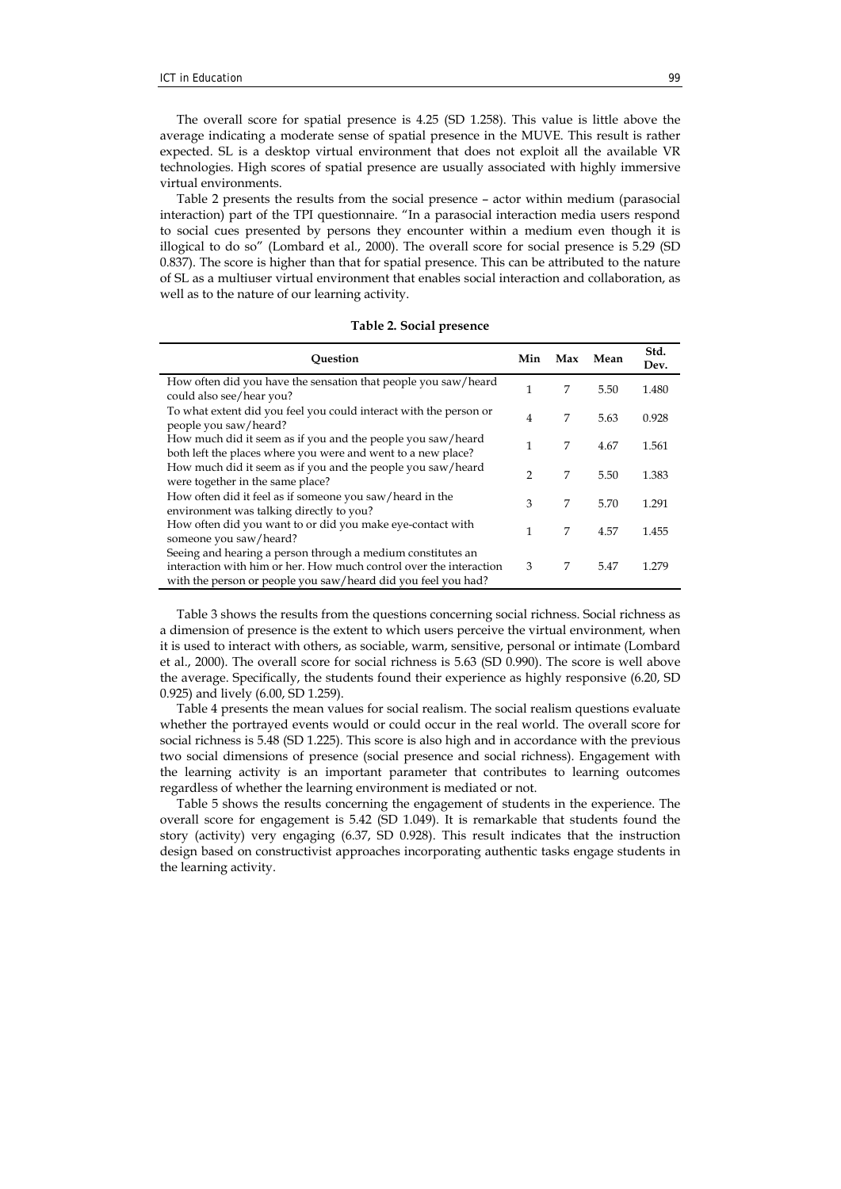The overall score for spatial presence is 4.25 (SD 1.258). This value is little above the average indicating a moderate sense of spatial presence in the MUVE. This result is rather expected. SL is a desktop virtual environment that does not exploit all the available VR technologies. High scores of spatial presence are usually associated with highly immersive virtual environments.

Table 2 presents the results from the social presence – actor within medium (parasocial interaction) part of the TPI questionnaire. "In a parasocial interaction media users respond to social cues presented by persons they encounter within a medium even though it is illogical to do so" (Lombard et al., 2000). The overall score for social presence is 5.29 (SD 0.837). The score is higher than that for spatial presence. This can be attributed to the nature of SL as a multiuser virtual environment that enables social interaction and collaboration, as well as to the nature of our learning activity.

**Table 2. Social presence**

| Question | Min | Max | Mean | Std. Dev. |
|---|---|---|---|---|
| How often did you have the sensation that people you saw/heard could also see/hear you? | 1 | 7 | 5.50 | 1.480 |
| To what extent did you feel you could interact with the person or people you saw/heard? | 4 | 7 | 5.63 | 0.928 |
| How much did it seem as if you and the people you saw/heard both left the places where you were and went to a new place? | 1 | 7 | 4.67 | 1.561 |
| How much did it seem as if you and the people you saw/heard were together in the same place? | 2 | 7 | 5.50 | 1.383 |
| How often did it feel as if someone you saw/heard in the environment was talking directly to you? | 3 | 7 | 5.70 | 1.291 |
| How often did you want to or did you make eye-contact with someone you saw/heard? | 1 | 7 | 4.57 | 1.455 |
| Seeing and hearing a person through a medium constitutes an interaction with him or her. How much control over the interaction with the person or people you saw/heard did you feel you had? | 3 | 7 | 5.47 | 1.279 |

Table 3 shows the results from the questions concerning social richness. Social richness as a dimension of presence is the extent to which users perceive the virtual environment, when it is used to interact with others, as sociable, warm, sensitive, personal or intimate (Lombard et al., 2000). The overall score for social richness is 5.63 (SD 0.990). The score is well above the average. Specifically, the students found their experience as highly responsive (6.20, SD 0.925) and lively (6.00, SD 1.259).

Table 4 presents the mean values for social realism. The social realism questions evaluate whether the portrayed events would or could occur in the real world. The overall score for social richness is 5.48 (SD 1.225). This score is also high and in accordance with the previous two social dimensions of presence (social presence and social richness). Engagement with the learning activity is an important parameter that contributes to learning outcomes regardless of whether the learning environment is mediated or not.

Table 5 shows the results concerning the engagement of students in the experience. The overall score for engagement is 5.42 (SD 1.049). It is remarkable that students found the story (activity) very engaging (6.37, SD 0.928). This result indicates that the instruction design based on constructivist approaches incorporating authentic tasks engage students in the learning activity.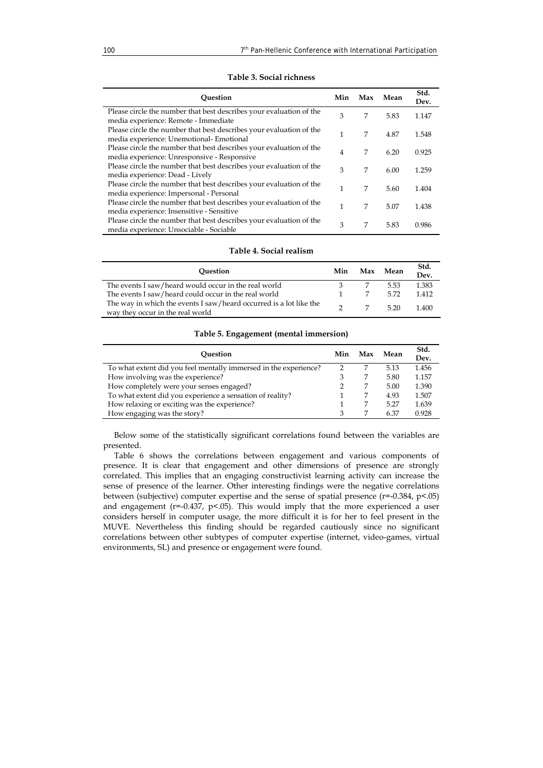**Table 3. Social richness**

| Question | Min | Max | Mean | Std. Dev. |
|---|---|---|---|---|
| Please circle the number that best describes your evaluation of the media experience: Remote - Immediate | 3 | 7 | 5.83 | 1.147 |
| Please circle the number that best describes your evaluation of the media experience: Unemotional- Emotional | 1 | 7 | 4.87 | 1.548 |
| Please circle the number that best describes your evaluation of the media experience: Unresponsive - Responsive | 4 | 7 | 6.20 | 0.925 |
| Please circle the number that best describes your evaluation of the media experience: Dead - Lively | 3 | 7 | 6.00 | 1.259 |
| Please circle the number that best describes your evaluation of the media experience: Impersonal - Personal | 1 | 7 | 5.60 | 1.404 |
| Please circle the number that best describes your evaluation of the media experience: Insensitive - Sensitive | 1 | 7 | 5.07 | 1.438 |
| Please circle the number that best describes your evaluation of the media experience: Unsociable - Sociable | 3 | 7 | 5.83 | 0.986 |

**Table 4. Social realism**

| Question | Min | Max | Mean | Std. Dev. |
|---|---|---|---|---|
| The events I saw/heard would occur in the real world | 3 | 7 | 5.53 | 1.383 |
| The events I saw/heard could occur in the real world | 1 | 7 | 5.72 | 1.412 |
| The way in which the events I saw/heard occurred is a lot like the way they occur in the real world | 2 | 7 | 5.20 | 1.400 |

**Table 5. Engagement (mental immersion)**

| Question | Min | Max | Mean | Std. Dev. |
|---|---|---|---|---|
| To what extent did you feel mentally immersed in the experience? | 2 | 7 | 5.13 | 1.456 |
| How involving was the experience? | 3 | 7 | 5.80 | 1.157 |
| How completely were your senses engaged? | 2 | 7 | 5.00 | 1.390 |
| To what extent did you experience a sensation of reality? | 1 | 7 | 4.93 | 1.507 |
| How relaxing or exciting was the experience? | 1 | 7 | 5.27 | 1.639 |
| How engaging was the story? | 3 | 7 | 6.37 | 0.928 |

Below some of the statistically significant correlations found between the variables are presented.

Table 6 shows the correlations between engagement and various components of presence. It is clear that engagement and other dimensions of presence are strongly correlated. This implies that an engaging constructivist learning activity can increase the sense of presence of the learner. Other interesting findings were the negative correlations between (subjective) computer expertise and the sense of spatial presence ($r=-0.384$, $p<.05$) and engagement ($r=-0.437$, $p<.05$). This would imply that the more experienced a user considers herself in computer usage, the more difficult it is for her to feel present in the MUVE. Nevertheless this finding should be regarded cautiously since no significant correlations between other subtypes of computer expertise (internet, video-games, virtual environments, SL) and presence or engagement were found.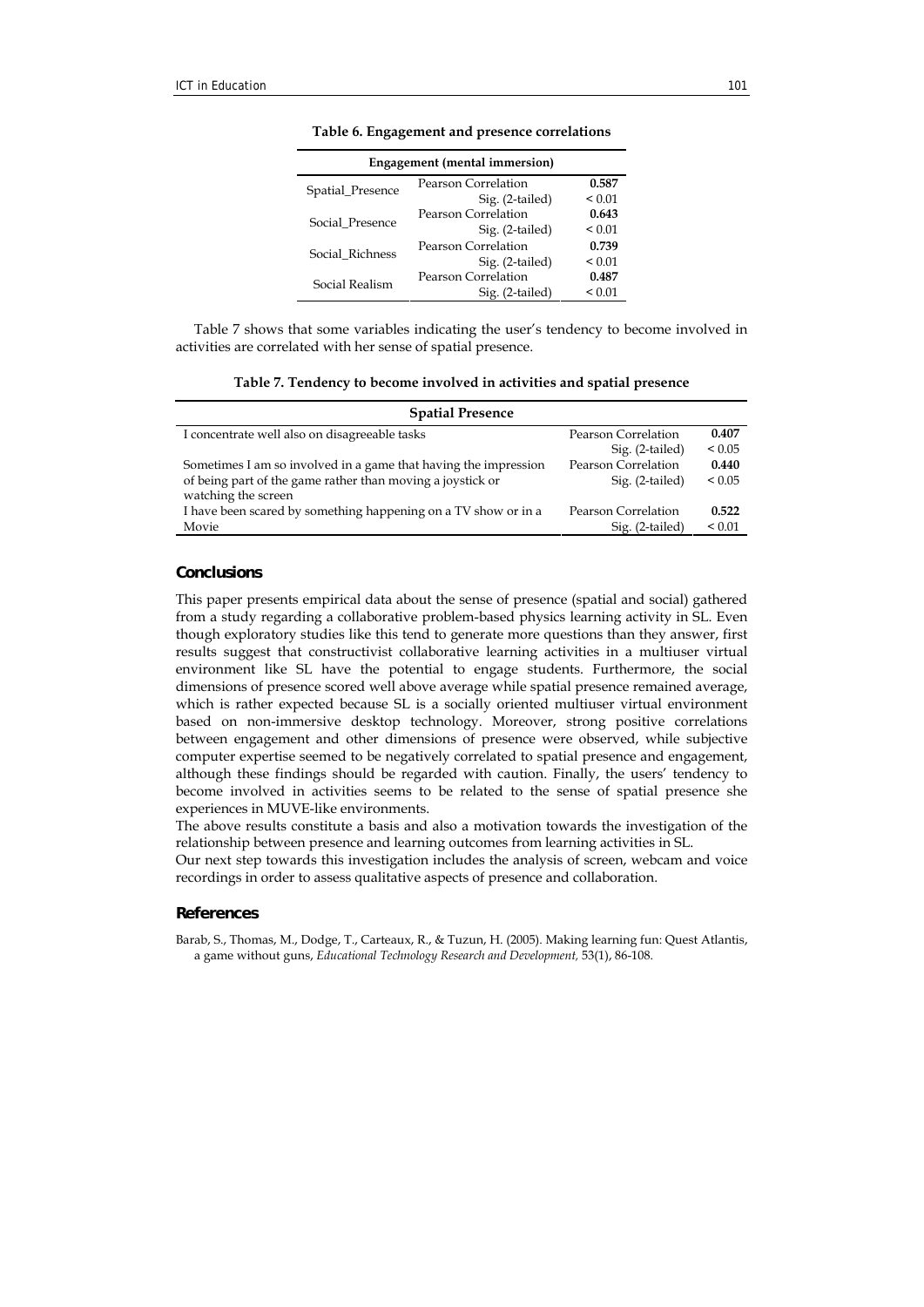**Table 6. Engagement and presence correlations**

| Engagement (mental immersion) | | |
|---|---|---|
| Spatial_Presence | Pearson Correlation | **0.587** |
| | Sig. (2-tailed) | < 0.01 |
| Social_Presence | Pearson Correlation | **0.643** |
| | Sig. (2-tailed) | < 0.01 |
| Social_Richness | Pearson Correlation | **0.739** |
| | Sig. (2-tailed) | < 0.01 |
| Social Realism | Pearson Correlation | **0.487** |
| | Sig. (2-tailed) | < 0.01 |

Table 7 shows that some variables indicating the user's tendency to become involved in activities are correlated with her sense of spatial presence.

**Table 7. Tendency to become involved in activities and spatial presence**

| Spatial Presence | | |
|---|---|---|
| I concentrate well also on disagreeable tasks | Pearson Correlation | **0.407** |
| | Sig. (2-tailed) | < 0.05 |
| Sometimes I am so involved in a game that having the impression of being part of the game rather than moving a joystick or watching the screen | Pearson Correlation | **0.440** |
| | Sig. (2-tailed) | < 0.05 |
| I have been scared by something happening on a TV show or in a Movie | Pearson Correlation | **0.522** |
| | Sig. (2-tailed) | < 0.01 |

## Conclusions

This paper presents empirical data about the sense of presence (spatial and social) gathered from a study regarding a collaborative problem-based physics learning activity in SL. Even though exploratory studies like this tend to generate more questions than they answer, first results suggest that constructivist collaborative learning activities in a multiuser virtual environment like SL have the potential to engage students. Furthermore, the social dimensions of presence scored well above average while spatial presence remained average, which is rather expected because SL is a socially oriented multiuser virtual environment based on non-immersive desktop technology. Moreover, strong positive correlations between engagement and other dimensions of presence were observed, while subjective computer expertise seemed to be negatively correlated to spatial presence and engagement, although these findings should be regarded with caution. Finally, the users' tendency to become involved in activities seems to be related to the sense of spatial presence she experiences in MUVE-like environments.

The above results constitute a basis and also a motivation towards the investigation of the relationship between presence and learning outcomes from learning activities in SL.

Our next step towards this investigation includes the analysis of screen, webcam and voice recordings in order to assess qualitative aspects of presence and collaboration.

## References

Barab, S., Thomas, M., Dodge, T., Carteaux, R., & Tuzun, H. (2005). Making learning fun: Quest Atlantis, a game without guns, *Educational Technology Research and Development,* 53(1), 86-108.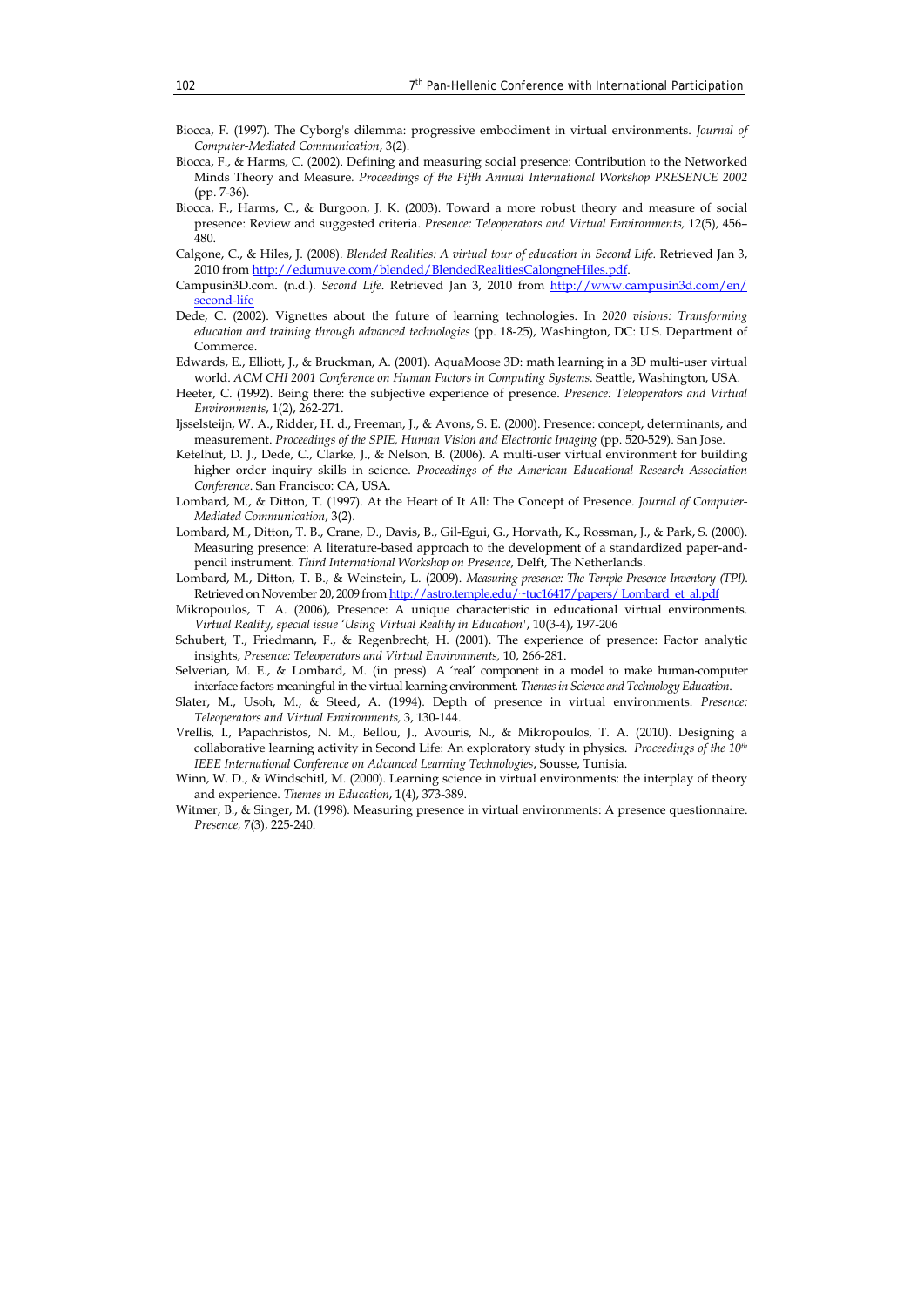Biocca, F. (1997). The Cyborg's dilemma: progressive embodiment in virtual environments. *Journal of Computer-Mediated Communication*, 3(2).

Biocca, F., & Harms, C. (2002). Defining and measuring social presence: Contribution to the Networked Minds Theory and Measure. *Proceedings of the Fifth Annual International Workshop PRESENCE 2002* (pp. 7-36).

Biocca, F., Harms, C., & Burgoon, J. K. (2003). Toward a more robust theory and measure of social presence: Review and suggested criteria. *Presence: Teleoperators and Virtual Environments,* 12(5), 456–480.

Calgone, C., & Hiles, J. (2008). *Blended Realities: A virtual tour of education in Second Life.* Retrieved Jan 3, 2010 from http://edumuve.com/blended/BlendedRealitiesCalongneHiles.pdf.

Campusin3D.com. (n.d.). *Second Life.* Retrieved Jan 3, 2010 from http://www.campusin3d.com/en/second-life

Dede, C. (2002). Vignettes about the future of learning technologies. In *2020 visions: Transforming education and training through advanced technologies* (pp. 18-25), Washington, DC: U.S. Department of Commerce.

Edwards, E., Elliott, J., & Bruckman, A. (2001). AquaMoose 3D: math learning in a 3D multi-user virtual world. *ACM CHI 2001 Conference on Human Factors in Computing Systems*. Seattle, Washington, USA.

Heeter, C. (1992). Being there: the subjective experience of presence. *Presence: Teleoperators and Virtual Environments*, 1(2), 262-271.

Ijsselsteijn, W. A., Ridder, H. d., Freeman, J., & Avons, S. E. (2000). Presence: concept, determinants, and measurement. *Proceedings of the SPIE, Human Vision and Electronic Imaging* (pp. 520-529). San Jose.

Ketelhut, D. J., Dede, C., Clarke, J., & Nelson, B. (2006). A multi-user virtual environment for building higher order inquiry skills in science. *Proceedings of the American Educational Research Association Conference*. San Francisco: CA, USA.

Lombard, M., & Ditton, T. (1997). At the Heart of It All: The Concept of Presence. *Journal of Computer-Mediated Communication*, 3(2).

Lombard, M., Ditton, T. B., Crane, D., Davis, B., Gil-Egui, G., Horvath, K., Rossman, J., & Park, S. (2000). Measuring presence: A literature-based approach to the development of a standardized paper-and-pencil instrument. *Third International Workshop on Presence*, Delft, The Netherlands.

Lombard, M., Ditton, T. B., & Weinstein, L. (2009). *Measuring presence: The Temple Presence Inventory (TPI)*. Retrieved on November 20, 2009 from http://astro.temple.edu/~tuc16417/papers/ Lombard_et_al.pdf

Mikropoulos, T. A. (2006), Presence: A unique characteristic in educational virtual environments. *Virtual Reality, special issue 'Using Virtual Reality in Education'*, 10(3-4), 197-206

Schubert, T., Friedmann, F., & Regenbrecht, H. (2001). The experience of presence: Factor analytic insights, *Presence: Teleoperators and Virtual Environments,* 10, 266-281.

Selverian, M. E., & Lombard, M. (in press). A 'real' component in a model to make human-computer interface factors meaningful in the virtual learning environment. *Themes in Science and Technology Education.*

Slater, M., Usoh, M., & Steed, A. (1994). Depth of presence in virtual environments. *Presence: Teleoperators and Virtual Environments,* 3, 130-144.

Vrellis, I., Papachristos, N. M., Bellou, J., Avouris, N., & Mikropoulos, T. A. (2010). Designing a collaborative learning activity in Second Life: An exploratory study in physics. *Proceedings of the 10th IEEE International Conference on Advanced Learning Technologies*, Sousse, Tunisia.

Winn, W. D., & Windschitl, M. (2000). Learning science in virtual environments: the interplay of theory and experience. *Themes in Education*, 1(4), 373-389.

Witmer, B., & Singer, M. (1998). Measuring presence in virtual environments: A presence questionnaire. *Presence,* 7(3), 225-240.